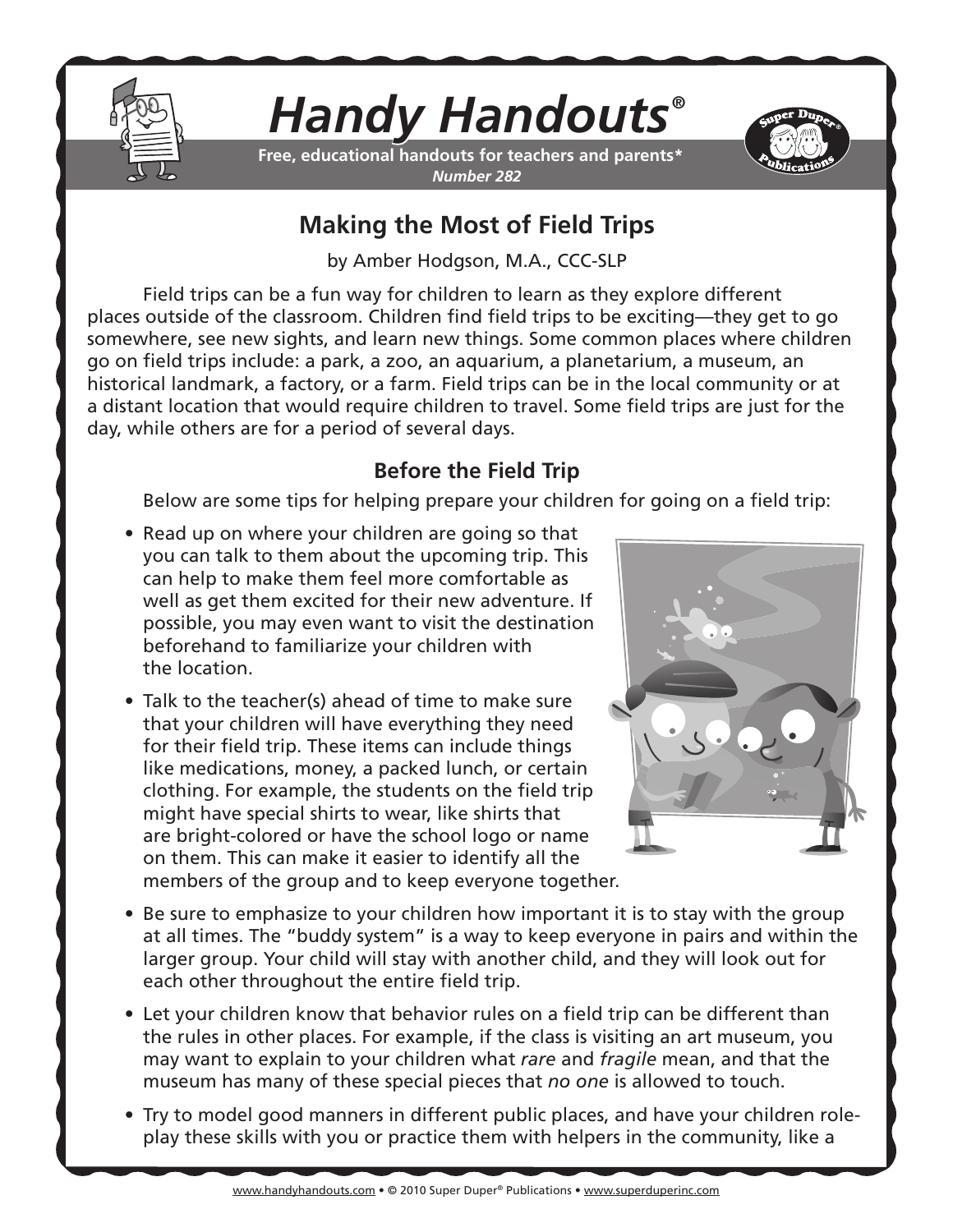# *Handy Handouts*®

**Free, educational handouts for teachers and parents***

***Number 282***

## Making the Most of Field Trips

by Amber Hodgson, M.A., CCC-SLP

Field trips can be a fun way for children to learn as they explore different places outside of the classroom. Children find field trips to be exciting—they get to go somewhere, see new sights, and learn new things. Some common places where children go on field trips include: a park, a zoo, an aquarium, a planetarium, a museum, an historical landmark, a factory, or a farm. Field trips can be in the local community or at a distant location that would require children to travel. Some field trips are just for the day, while others are for a period of several days.

### Before the Field Trip

Below are some tips for helping prepare your children for going on a field trip:

- Read up on where your children are going so that you can talk to them about the upcoming trip. This can help to make them feel more comfortable as well as get them excited for their new adventure. If possible, you may even want to visit the destination beforehand to familiarize your children with the location.
- Talk to the teacher(s) ahead of time to make sure that your children will have everything they need for their field trip. These items can include things like medications, money, a packed lunch, or certain clothing. For example, the students on the field trip might have special shirts to wear, like shirts that are bright-colored or have the school logo or name on them. This can make it easier to identify all the members of the group and to keep everyone together.
- Be sure to emphasize to your children how important it is to stay with the group at all times. The "buddy system" is a way to keep everyone in pairs and within the larger group. Your child will stay with another child, and they will look out for each other throughout the entire field trip.
- Let your children know that behavior rules on a field trip can be different than the rules in other places. For example, if the class is visiting an art museum, you may want to explain to your children what *rare* and *fragile* mean, and that the museum has many of these special pieces that *no one* is allowed to touch.
- Try to model good manners in different public places, and have your children role-play these skills with you or practice them with helpers in the community, like a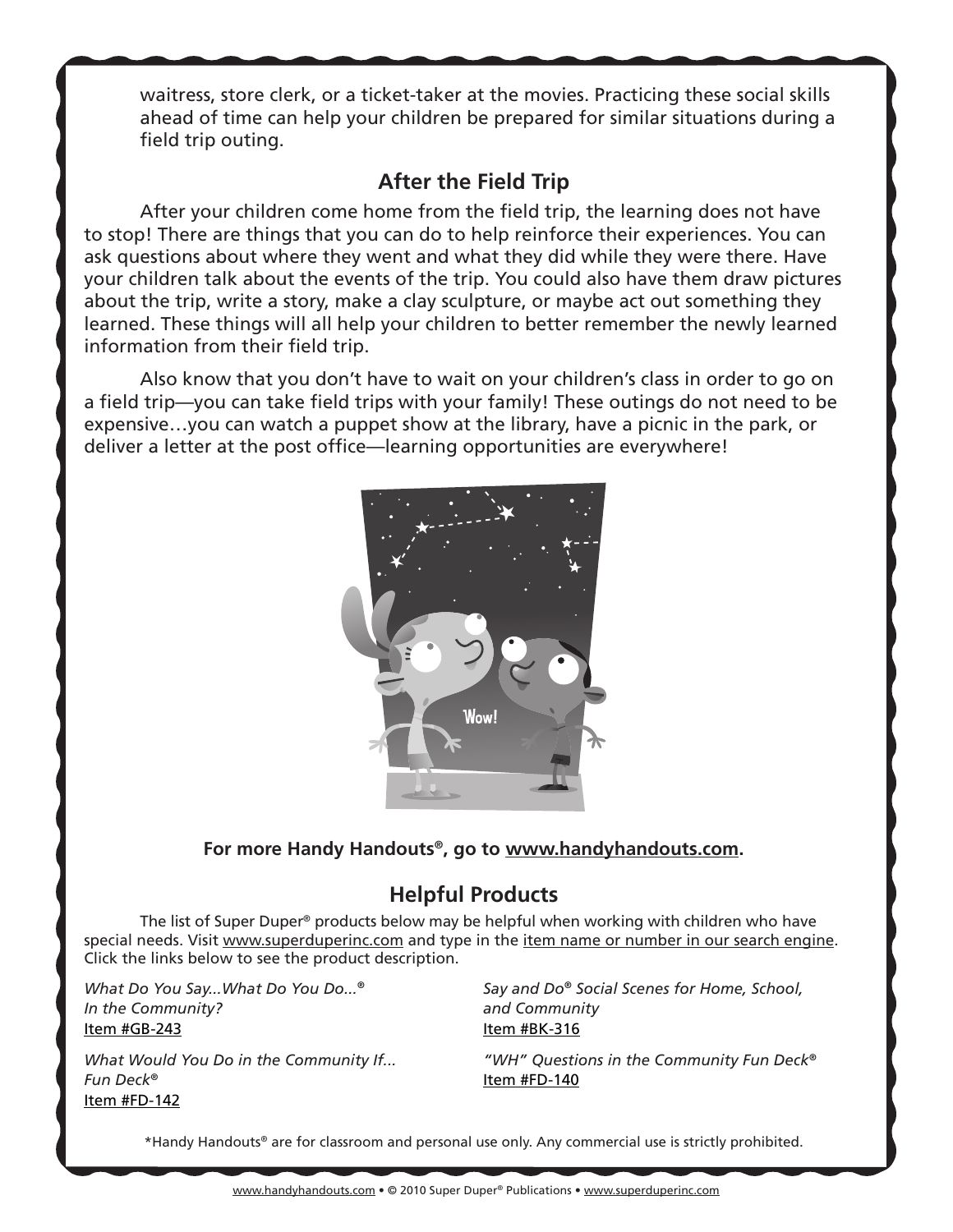waitress, store clerk, or a ticket-taker at the movies. Practicing these social skills ahead of time can help your children be prepared for similar situations during a field trip outing.

## After the Field Trip

After your children come home from the field trip, the learning does not have to stop! There are things that you can do to help reinforce their experiences. You can ask questions about where they went and what they did while they were there. Have your children talk about the events of the trip. You could also have them draw pictures about the trip, write a story, make a clay sculpture, or maybe act out something they learned. These things will all help your children to better remember the newly learned information from their field trip.

Also know that you don't have to wait on your children's class in order to go on a field trip—you can take field trips with your family! These outings do not need to be expensive…you can watch a puppet show at the library, have a picnic in the park, or deliver a letter at the post office—learning opportunities are everywhere!

**For more Handy Handouts®, go to www.handyhandouts.com.**

## Helpful Products

The list of Super Duper® products below may be helpful when working with children who have special needs. Visit www.superduperinc.com and type in the item name or number in our search engine. Click the links below to see the product description.

*What Do You Say...What Do You Do...® In the Community?*
Item #GB-243

*What Would You Do in the Community If... Fun Deck®*
Item #FD-142

*Say and Do® Social Scenes for Home, School, and Community*
Item #BK-316

*"WH" Questions in the Community Fun Deck®*
Item #FD-140

*Handy Handouts® are for classroom and personal use only. Any commercial use is strictly prohibited.